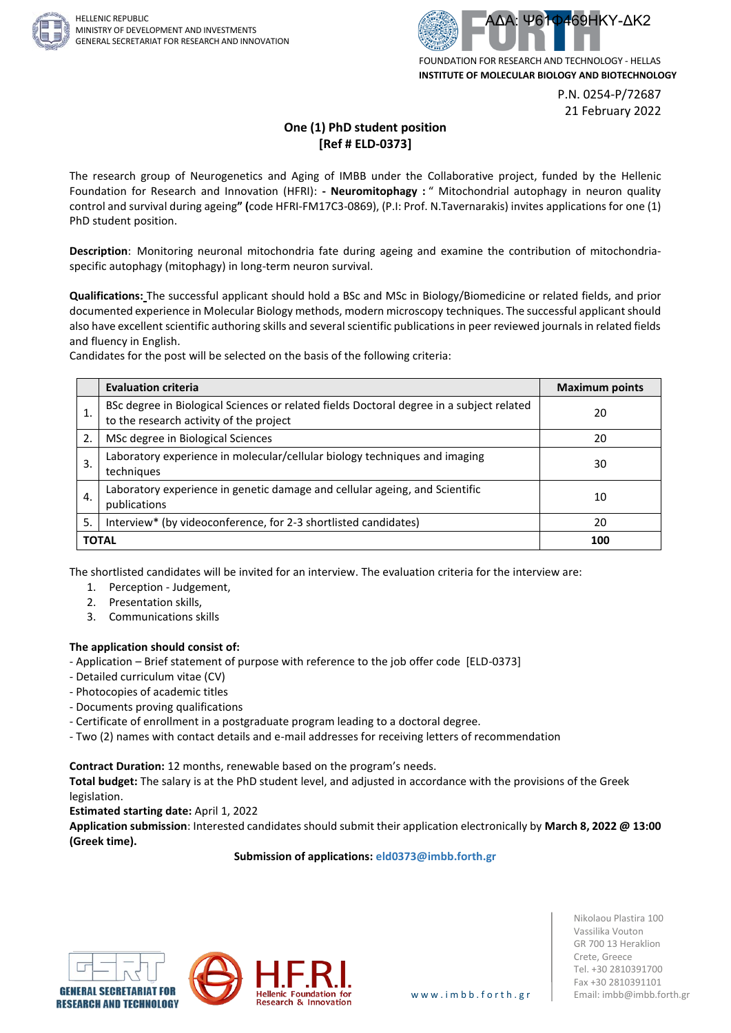HELLENIC REPUBLIC
MINISTRY OF DEVELOPMENT AND INVESTMENTS
GENERAL SECRETARIAT FOR RESEARCH AND INNOVATION

ΑΔΑ: Ψ61Φ469ΗΚΥ-ΔΚ2

FOUNDATION FOR RESEARCH AND TECHNOLOGY - HELLAS
**INSTITUTE OF MOLECULAR BIOLOGY AND BIOTECHNOLOGY**

P.N. 0254-P/72687
21 February 2022

## One (1) PhD student position
## [Ref # ELD-0373]

The research group of Neurogenetics and Aging of IMBB under the Collaborative project, funded by the Hellenic Foundation for Research and Innovation (HFRI): **- Neuromitophagy :** " Mitochondrial autophagy in neuron quality control and survival during ageing**" (**code HFRI-FM17C3-0869), (P.I: Prof. N.Tavernarakis) invites applications for one (1) PhD student position.

**Description**: Monitoring neuronal mitochondria fate during ageing and examine the contribution of mitochondria-specific autophagy (mitophagy) in long-term neuron survival.

**Qualifications:** The successful applicant should hold a BSc and MSc in Biology/Biomedicine or related fields, and prior documented experience in Molecular Biology methods, modern microscopy techniques. The successful applicant should also have excellent scientific authoring skills and several scientific publications in peer reviewed journals in related fields and fluency in English.
Candidates for the post will be selected on the basis of the following criteria:

| | Evaluation criteria | Maximum points |
|---|---|---|
| 1. | BSc degree in Biological Sciences or related fields Doctoral degree in a subject related to the research activity of the project | 20 |
| 2. | MSc degree in Biological Sciences | 20 |
| 3. | Laboratory experience in molecular/cellular biology techniques and imaging techniques | 30 |
| 4. | Laboratory experience in genetic damage and cellular ageing, and Scientific publications | 10 |
| 5. | Interview* (by videoconference, for 2-3 shortlisted candidates) | 20 |
| **TOTAL** | | **100** |

The shortlisted candidates will be invited for an interview. The evaluation criteria for the interview are:

1. Perception - Judgement,
2. Presentation skills,
3. Communications skills

**The application should consist of:**

- Application – Brief statement of purpose with reference to the job offer code [ELD-0373]
- Detailed curriculum vitae (CV)
- Photocopies of academic titles
- Documents proving qualifications
- Certificate of enrollment in a postgraduate program leading to a doctoral degree.
- Two (2) names with contact details and e-mail addresses for receiving letters of recommendation

**Contract Duration:** 12 months, renewable based on the program's needs.
**Total budget:** The salary is at the PhD student level, and adjusted in accordance with the provisions of the Greek legislation.
**Estimated starting date:** April 1, 2022
**Application submission**: Interested candidates should submit their application electronically by **March 8, 2022 @ 13:00 (Greek time).**

**Submission of applications: eld0373@imbb.forth.gr**

GENERAL SECRETARIAT FOR RESEARCH AND TECHNOLOGY

H.F.R.I. Hellenic Foundation for Research & Innovation

www.imbb.forth.gr

Nikolaou Plastira 100
Vassilika Vouton
GR 700 13 Heraklion
Crete, Greece
Tel. +30 2810391700
Fax +30 2810391101
Email: imbb@imbb.forth.gr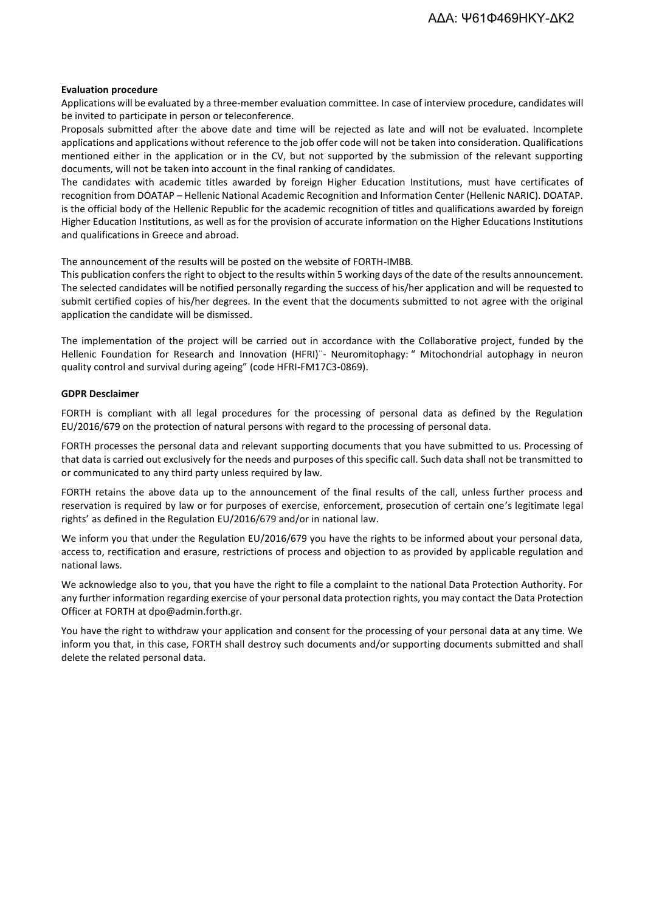**Evaluation procedure**

Applications will be evaluated by a three-member evaluation committee. In case of interview procedure, candidates will be invited to participate in person or teleconference.

Proposals submitted after the above date and time will be rejected as late and will not be evaluated. Incomplete applications and applications without reference to the job offer code will not be taken into consideration. Qualifications mentioned either in the application or in the CV, but not supported by the submission of the relevant supporting documents, will not be taken into account in the final ranking of candidates.

The candidates with academic titles awarded by foreign Higher Education Institutions, must have certificates of recognition from DOATAP – Hellenic National Academic Recognition and Information Center (Hellenic NARIC). DOATAP. is the official body of the Hellenic Republic for the academic recognition of titles and qualifications awarded by foreign Higher Education Institutions, as well as for the provision of accurate information on the Higher Educations Institutions and qualifications in Greece and abroad.

The announcement of the results will be posted on the website of FORTH-IMBB.

This publication confers the right to object to the results within 5 working days of the date of the results announcement. The selected candidates will be notified personally regarding the success of his/her application and will be requested to submit certified copies of his/her degrees. In the event that the documents submitted to not agree with the original application the candidate will be dismissed.

The implementation of the project will be carried out in accordance with the Collaborative project, funded by the Hellenic Foundation for Research and Innovation (HFRI)¨- Neuromitophagy: " Mitochondrial autophagy in neuron quality control and survival during ageing" (code HFRI-FM17C3-0869).

**GDPR Desclaimer**

FORTH is compliant with all legal procedures for the processing of personal data as defined by the Regulation EU/2016/679 on the protection of natural persons with regard to the processing of personal data.

FORTH processes the personal data and relevant supporting documents that you have submitted to us. Processing of that data is carried out exclusively for the needs and purposes of this specific call. Such data shall not be transmitted to or communicated to any third party unless required by law.

FORTH retains the above data up to the announcement of the final results of the call, unless further process and reservation is required by law or for purposes of exercise, enforcement, prosecution of certain one's legitimate legal rights' as defined in the Regulation EU/2016/679 and/or in national law.

We inform you that under the Regulation EU/2016/679 you have the rights to be informed about your personal data, access to, rectification and erasure, restrictions of process and objection to as provided by applicable regulation and national laws.

We acknowledge also to you, that you have the right to file a complaint to the national Data Protection Authority. For any further information regarding exercise of your personal data protection rights, you may contact the Data Protection Officer at FORTH at dpo@admin.forth.gr.

You have the right to withdraw your application and consent for the processing of your personal data at any time. We inform you that, in this case, FORTH shall destroy such documents and/or supporting documents submitted and shall delete the related personal data.